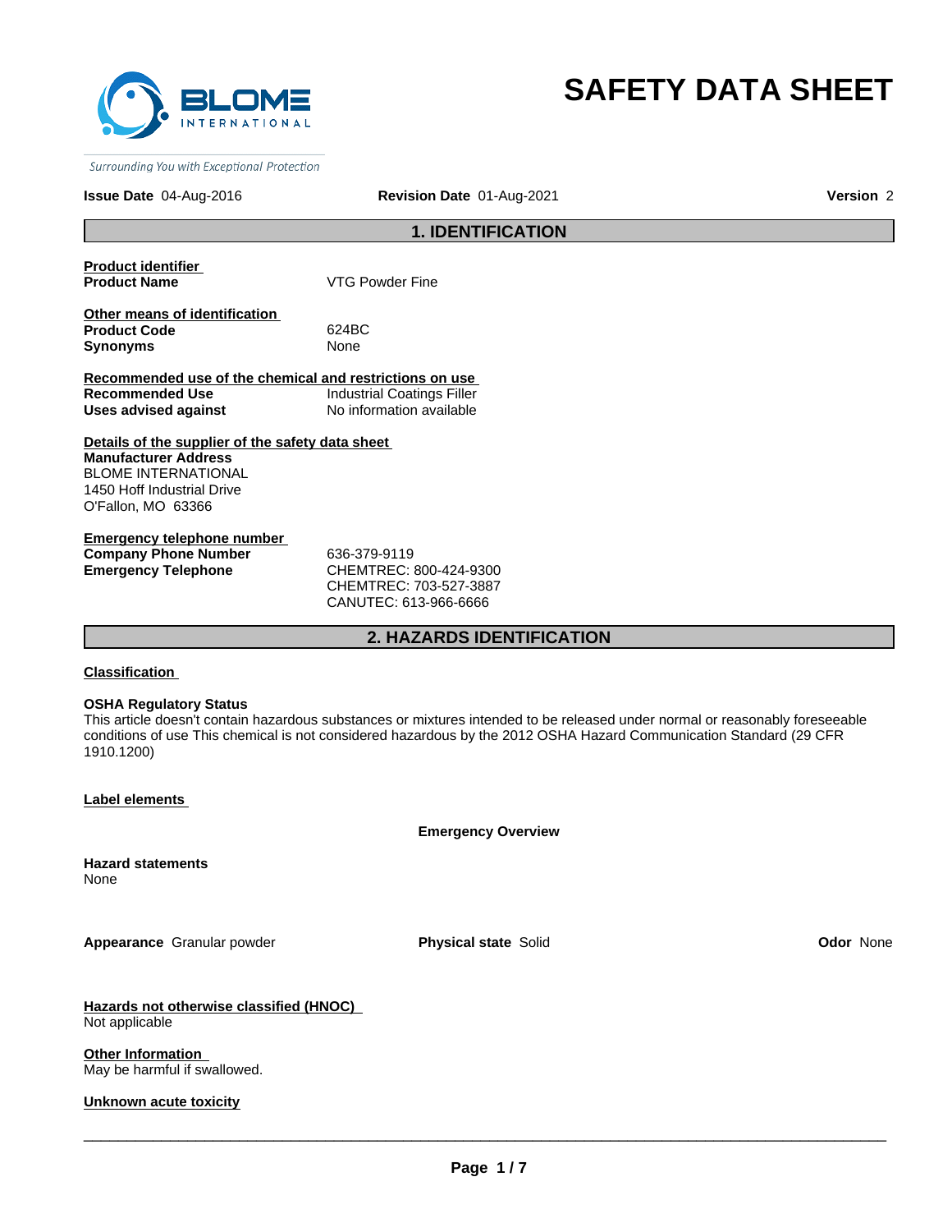BLOME INTERNATIONAL

*Surrounding You with Exceptional Protection*

# SAFETY DATA SHEET

**Issue Date** 04-Aug-2016 **Revision Date** 01-Aug-2021 **Version** 2

## 1. IDENTIFICATION

**Product identifier**

| | |
|---|---|
| **Product Name** | VTG Powder Fine |

**Other means of identification**

| | |
|---|---|
| **Product Code** | 624BC |
| **Synonyms** | None |

**Recommended use of the chemical and restrictions on use**

| | |
|---|---|
| **Recommended Use** | Industrial Coatings Filler |
| **Uses advised against** | No information available |

**Details of the supplier of the safety data sheet**

**Manufacturer Address**
BLOME INTERNATIONAL
1450 Hoff Industrial Drive
O'Fallon, MO 63366

**Emergency telephone number**

| | |
|---|---|
| **Company Phone Number** | 636-379-9119 |
| **Emergency Telephone** | CHEMTREC: 800-424-9300<br>CHEMTREC: 703-527-3887<br>CANUTEC: 613-966-6666 |

## 2. HAZARDS IDENTIFICATION

**Classification**

**OSHA Regulatory Status**
This article doesn't contain hazardous substances or mixtures intended to be released under normal or reasonably foreseeable conditions of use This chemical is not considered hazardous by the 2012 OSHA Hazard Communication Standard (29 CFR 1910.1200)

**Label elements**

**Emergency Overview**

**Hazard statements**
None

**Appearance** Granular powder **Physical state** Solid **Odor** None

**Hazards not otherwise classified (HNOC)**
Not applicable

**Other Information**
May be harmful if swallowed.

**Unknown acute toxicity**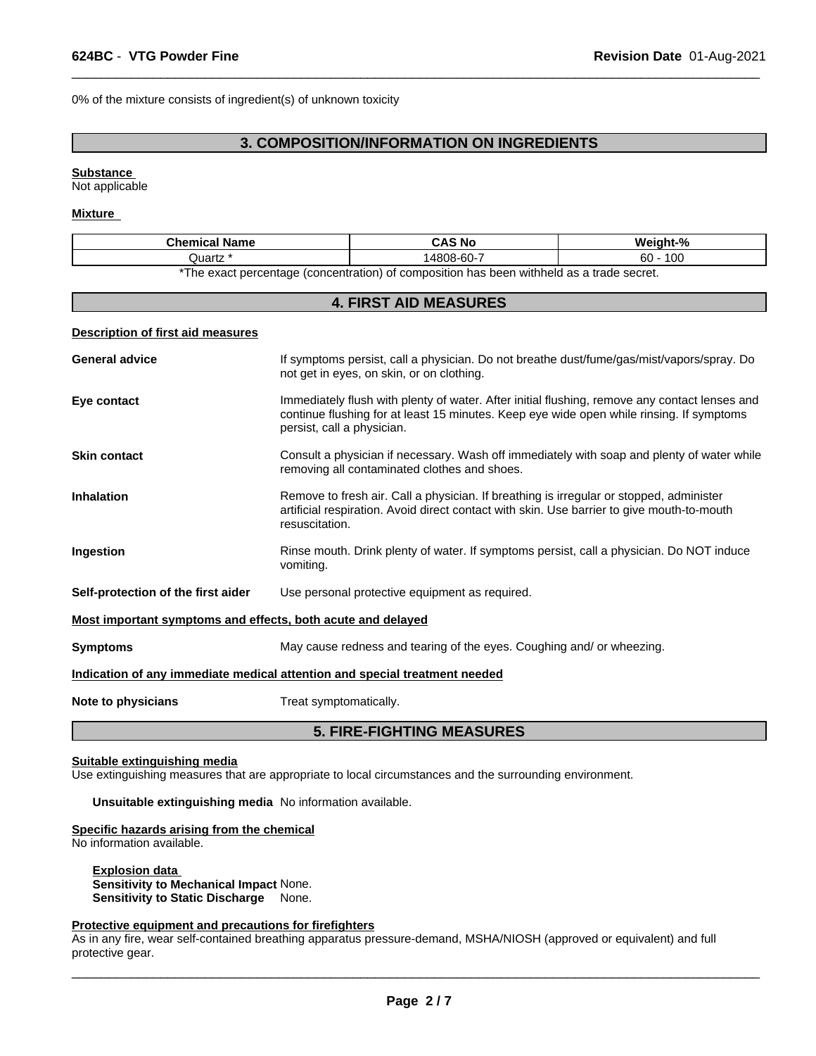0% of the mixture consists of ingredient(s) of unknown toxicity

## 3. COMPOSITION/INFORMATION ON INGREDIENTS

**Substance**
Not applicable

**Mixture**

| Chemical Name | CAS No | Weight-% |
| --- | --- | --- |
| Quartz * | 14808-60-7 | 60 - 100 |

*The exact percentage (concentration) of composition has been withheld as a trade secret.

## 4. FIRST AID MEASURES

**Description of first aid measures**

**General advice** If symptoms persist, call a physician. Do not breathe dust/fume/gas/mist/vapors/spray. Do not get in eyes, on skin, or on clothing.

**Eye contact** Immediately flush with plenty of water. After initial flushing, remove any contact lenses and continue flushing for at least 15 minutes. Keep eye wide open while rinsing. If symptoms persist, call a physician.

**Skin contact** Consult a physician if necessary. Wash off immediately with soap and plenty of water while removing all contaminated clothes and shoes.

**Inhalation** Remove to fresh air. Call a physician. If breathing is irregular or stopped, administer artificial respiration. Avoid direct contact with skin. Use barrier to give mouth-to-mouth resuscitation.

**Ingestion** Rinse mouth. Drink plenty of water. If symptoms persist, call a physician. Do NOT induce vomiting.

**Self-protection of the first aider** Use personal protective equipment as required.

**Most important symptoms and effects, both acute and delayed**

**Symptoms** May cause redness and tearing of the eyes. Coughing and/ or wheezing.

**Indication of any immediate medical attention and special treatment needed**

**Note to physicians** Treat symptomatically.

## 5. FIRE-FIGHTING MEASURES

**Suitable extinguishing media**
Use extinguishing measures that are appropriate to local circumstances and the surrounding environment.

**Unsuitable extinguishing media** No information available.

**Specific hazards arising from the chemical**
No information available.

**Explosion data**
**Sensitivity to Mechanical Impact** None.
**Sensitivity to Static Discharge** None.

**Protective equipment and precautions for firefighters**
As in any fire, wear self-contained breathing apparatus pressure-demand, MSHA/NIOSH (approved or equivalent) and full protective gear.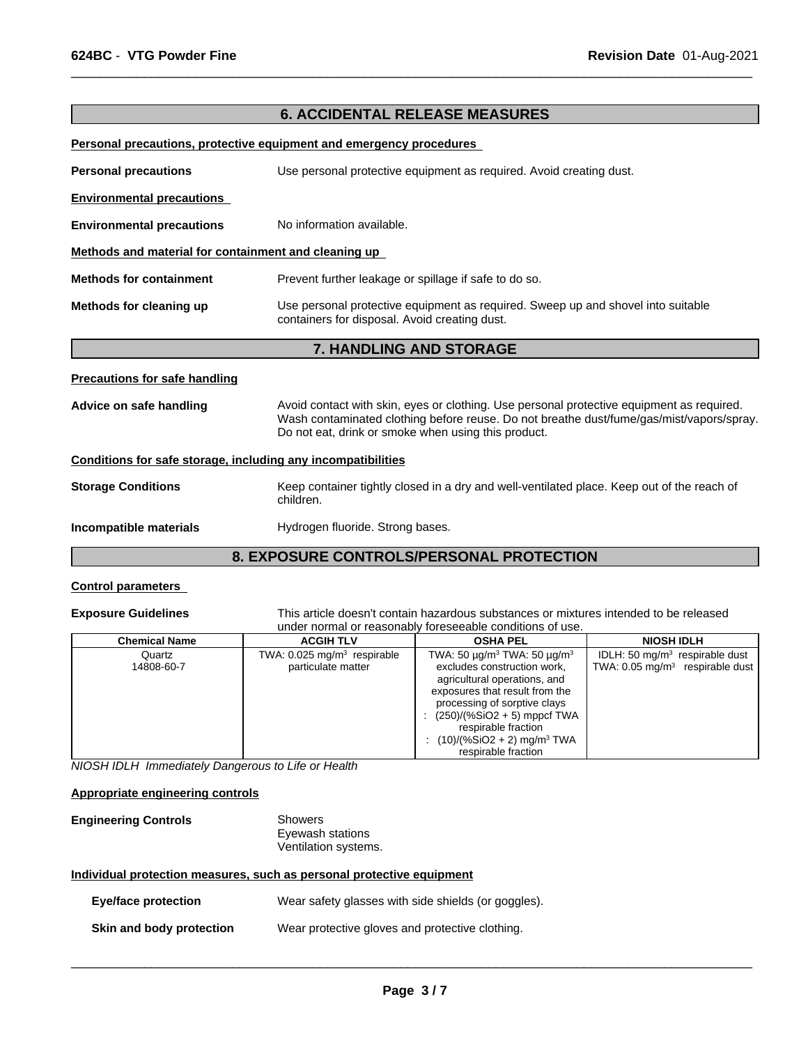## 6. ACCIDENTAL RELEASE MEASURES

**Personal precautions, protective equipment and emergency procedures**

**Personal precautions** Use personal protective equipment as required. Avoid creating dust.

**Environmental precautions**

**Environmental precautions** No information available.

**Methods and material for containment and cleaning up**

**Methods for containment** Prevent further leakage or spillage if safe to do so.

**Methods for cleaning up** Use personal protective equipment as required. Sweep up and shovel into suitable containers for disposal. Avoid creating dust.

## 7. HANDLING AND STORAGE

**Precautions for safe handling**

**Advice on safe handling** Avoid contact with skin, eyes or clothing. Use personal protective equipment as required. Wash contaminated clothing before reuse. Do not breathe dust/fume/gas/mist/vapors/spray. Do not eat, drink or smoke when using this product.

**Conditions for safe storage, including any incompatibilities**

**Storage Conditions** Keep container tightly closed in a dry and well-ventilated place. Keep out of the reach of children.

**Incompatible materials** Hydrogen fluoride. Strong bases.

## 8. EXPOSURE CONTROLS/PERSONAL PROTECTION

**Control parameters**

**Exposure Guidelines** This article doesn't contain hazardous substances or mixtures intended to be released under normal or reasonably foreseeable conditions of use.

| Chemical Name | ACGIH TLV | OSHA PEL | NIOSH IDLH |
|---|---|---|---|
| Quartz<br>14808-60-7 | TWA: 0.025 mg/m$^3$ respirable particulate matter | TWA: 50 μg/m$^3$ TWA: 50 μg/m$^3$ excludes construction work, agricultural operations, and exposures that result from the processing of sorptive clays<br>: (250)/(%SiO2 + 5) mppcf TWA respirable fraction<br>: (10)/(%SiO2 + 2) mg/m$^3$ TWA respirable fraction | IDLH: 50 mg/m$^3$ respirable dust<br>TWA: 0.05 mg/m$^3$ respirable dust |

*NIOSH IDLH Immediately Dangerous to Life or Health*

**Appropriate engineering controls**

**Engineering Controls** Showers
Eyewash stations
Ventilation systems.

**Individual protection measures, such as personal protective equipment**

**Eye/face protection** Wear safety glasses with side shields (or goggles).

**Skin and body protection** Wear protective gloves and protective clothing.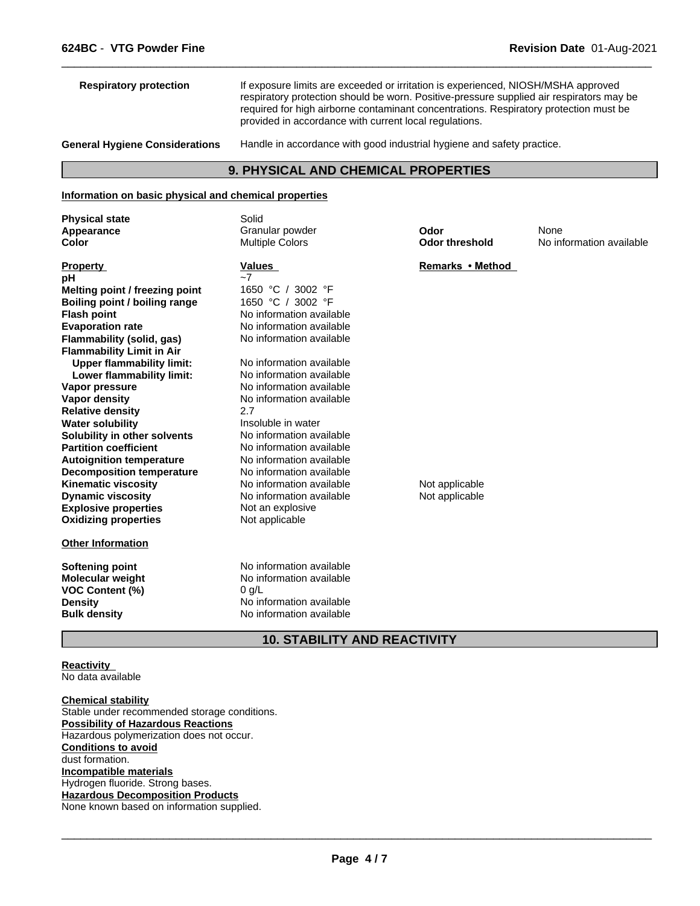| | |
|---|---|
| **Respiratory protection** | If exposure limits are exceeded or irritation is experienced, NIOSH/MSHA approved respiratory protection should be worn. Positive-pressure supplied air respirators may be required for high airborne contaminant concentrations. Respiratory protection must be provided in accordance with current local regulations. |
| **General Hygiene Considerations** | Handle in accordance with good industrial hygiene and safety practice. |

## 9. PHYSICAL AND CHEMICAL PROPERTIES

**Information on basic physical and chemical properties**

| | | | |
|---|---|---|---|
| **Physical state** | Solid | | |
| **Appearance** | Granular powder | **Odor** | None |
| **Color** | Multiple Colors | **Odor threshold** | No information available |

| **Property** | **Values** | **Remarks • Method** |
|---|---|---|
| **pH** | ~7 | |
| **Melting point / freezing point** | 1650 °C / 3002 °F | |
| **Boiling point / boiling range** | 1650 °C / 3002 °F | |
| **Flash point** | No information available | |
| **Evaporation rate** | No information available | |
| **Flammability (solid, gas)** | No information available | |
| **Flammability Limit in Air** | | |
| **Upper flammability limit:** | No information available | |
| **Lower flammability limit:** | No information available | |
| **Vapor pressure** | No information available | |
| **Vapor density** | No information available | |
| **Relative density** | 2.7 | |
| **Water solubility** | Insoluble in water | |
| **Solubility in other solvents** | No information available | |
| **Partition coefficient** | No information available | |
| **Autoignition temperature** | No information available | |
| **Decomposition temperature** | No information available | |
| **Kinematic viscosity** | No information available | Not applicable |
| **Dynamic viscosity** | No information available | Not applicable |
| **Explosive properties** | Not an explosive | |
| **Oxidizing properties** | Not applicable | |

**Other Information**

| | |
|---|---|
| **Softening point** | No information available |
| **Molecular weight** | No information available |
| **VOC Content (%)** | 0 g/L |
| **Density** | No information available |
| **Bulk density** | No information available |

## 10. STABILITY AND REACTIVITY

**Reactivity**
No data available

**Chemical stability**
Stable under recommended storage conditions.

**Possibility of Hazardous Reactions**
Hazardous polymerization does not occur.

**Conditions to avoid**
dust formation.

**Incompatible materials**
Hydrogen fluoride. Strong bases.

**Hazardous Decomposition Products**
None known based on information supplied.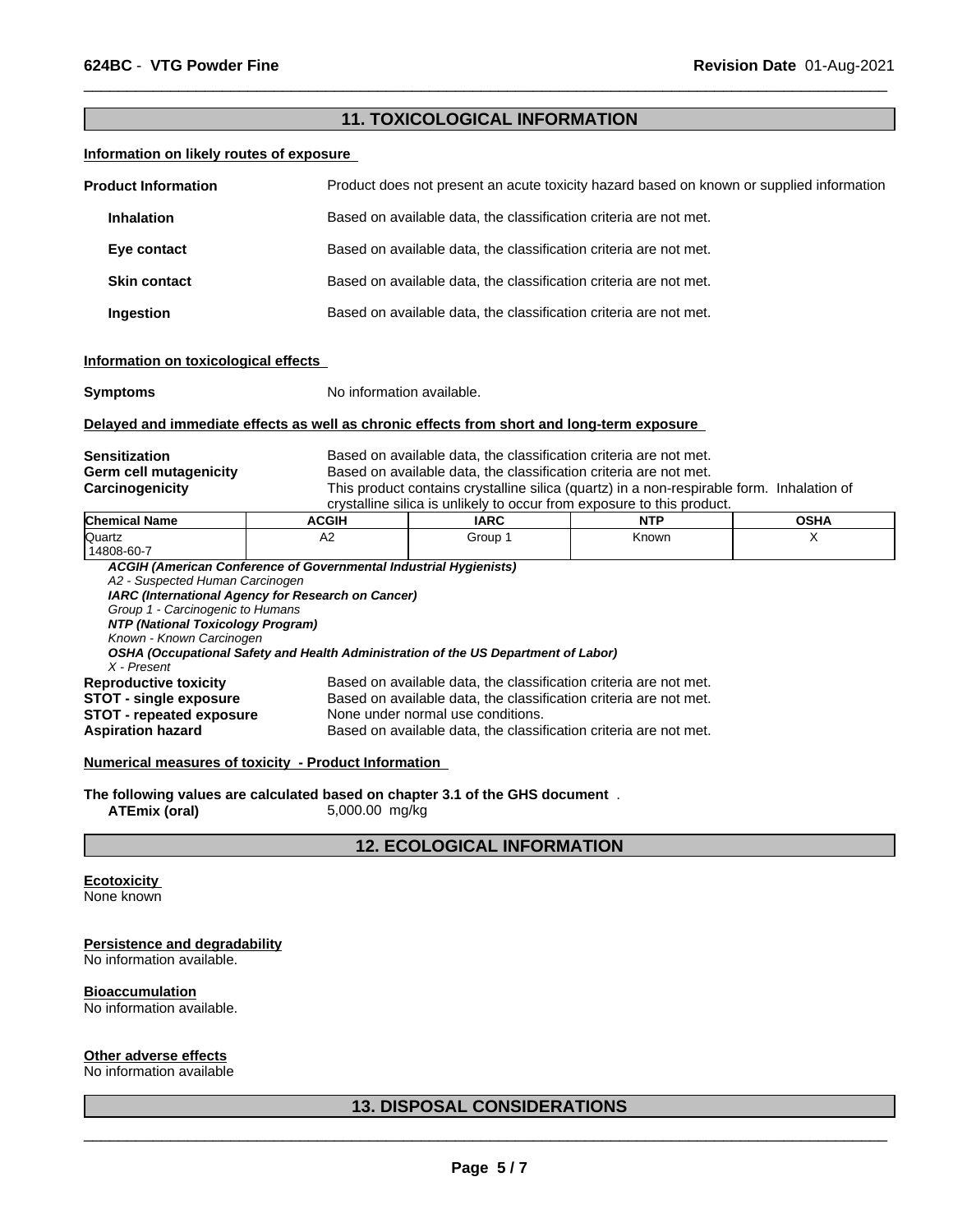## 11. TOXICOLOGICAL INFORMATION

**Information on likely routes of exposure**

**Product Information** Product does not present an acute toxicity hazard based on known or supplied information

**Inhalation** Based on available data, the classification criteria are not met.

**Eye contact** Based on available data, the classification criteria are not met.

**Skin contact** Based on available data, the classification criteria are not met.

**Ingestion** Based on available data, the classification criteria are not met.

**Information on toxicological effects**

**Symptoms** No information available.

**Delayed and immediate effects as well as chronic effects from short and long-term exposure**

**Sensitization** Based on available data, the classification criteria are not met.
**Germ cell mutagenicity** Based on available data, the classification criteria are not met.
**Carcinogenicity** This product contains crystalline silica (quartz) in a non-respirable form. Inhalation of crystalline silica is unlikely to occur from exposure to this product.

| Chemical Name | ACGIH | IARC | NTP | OSHA |
|---|---|---|---|---|
| Quartz<br>14808-60-7 | A2 | Group 1 | Known | X |

***ACGIH (American Conference of Governmental Industrial Hygienists)***
*A2 - Suspected Human Carcinogen*
***IARC (International Agency for Research on Cancer)***
*Group 1 - Carcinogenic to Humans*
***NTP (National Toxicology Program)***
*Known - Known Carcinogen*
***OSHA (Occupational Safety and Health Administration of the US Department of Labor)***
*X - Present*

**Reproductive toxicity** Based on available data, the classification criteria are not met.
**STOT - single exposure** Based on available data, the classification criteria are not met.
**STOT - repeated exposure** None under normal use conditions.
**Aspiration hazard** Based on available data, the classification criteria are not met.

**Numerical measures of toxicity - Product Information**

**The following values are calculated based on chapter 3.1 of the GHS document** .
**ATEmix (oral)** 5,000.00 mg/kg

## 12. ECOLOGICAL INFORMATION

**Ecotoxicity**
None known

**Persistence and degradability**
No information available.

**Bioaccumulation**
No information available.

**Other adverse effects**
No information available

## 13. DISPOSAL CONSIDERATIONS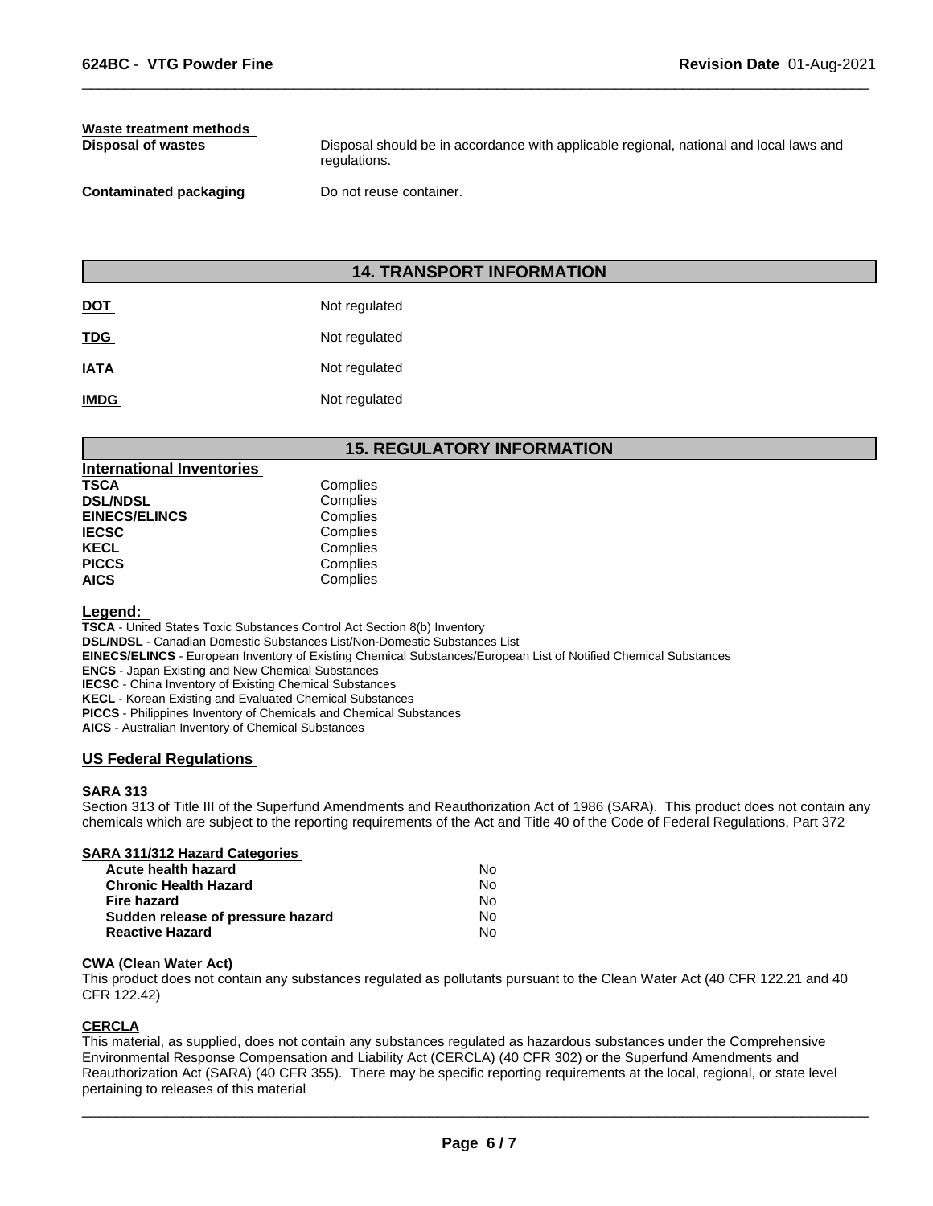**Waste treatment methods**

| | |
|---|---|
| **Disposal of wastes** | Disposal should be in accordance with applicable regional, national and local laws and regulations. |
| **Contaminated packaging** | Do not reuse container. |

## 14. TRANSPORT INFORMATION

| | |
|---|---|
| **DOT** | Not regulated |
| **TDG** | Not regulated |
| **IATA** | Not regulated |
| **IMDG** | Not regulated |

## 15. REGULATORY INFORMATION

**International Inventories**

| | |
|---|---|
| **TSCA** | Complies |
| **DSL/NDSL** | Complies |
| **EINECS/ELINCS** | Complies |
| **IECSC** | Complies |
| **KECL** | Complies |
| **PICCS** | Complies |
| **AICS** | Complies |

**Legend:**

**TSCA** - United States Toxic Substances Control Act Section 8(b) Inventory
**DSL/NDSL** - Canadian Domestic Substances List/Non-Domestic Substances List
**EINECS/ELINCS** - European Inventory of Existing Chemical Substances/European List of Notified Chemical Substances
**ENCS** - Japan Existing and New Chemical Substances
**IECSC** - China Inventory of Existing Chemical Substances
**KECL** - Korean Existing and Evaluated Chemical Substances
**PICCS** - Philippines Inventory of Chemicals and Chemical Substances
**AICS** - Australian Inventory of Chemical Substances

### US Federal Regulations

**SARA 313**

Section 313 of Title III of the Superfund Amendments and Reauthorization Act of 1986 (SARA). This product does not contain any chemicals which are subject to the reporting requirements of the Act and Title 40 of the Code of Federal Regulations, Part 372

**SARA 311/312 Hazard Categories**

| | |
|---|---|
| **Acute health hazard** | No |
| **Chronic Health Hazard** | No |
| **Fire hazard** | No |
| **Sudden release of pressure hazard** | No |
| **Reactive Hazard** | No |

**CWA (Clean Water Act)**

This product does not contain any substances regulated as pollutants pursuant to the Clean Water Act (40 CFR 122.21 and 40 CFR 122.42)

**CERCLA**

This material, as supplied, does not contain any substances regulated as hazardous substances under the Comprehensive Environmental Response Compensation and Liability Act (CERCLA) (40 CFR 302) or the Superfund Amendments and Reauthorization Act (SARA) (40 CFR 355). There may be specific reporting requirements at the local, regional, or state level pertaining to releases of this material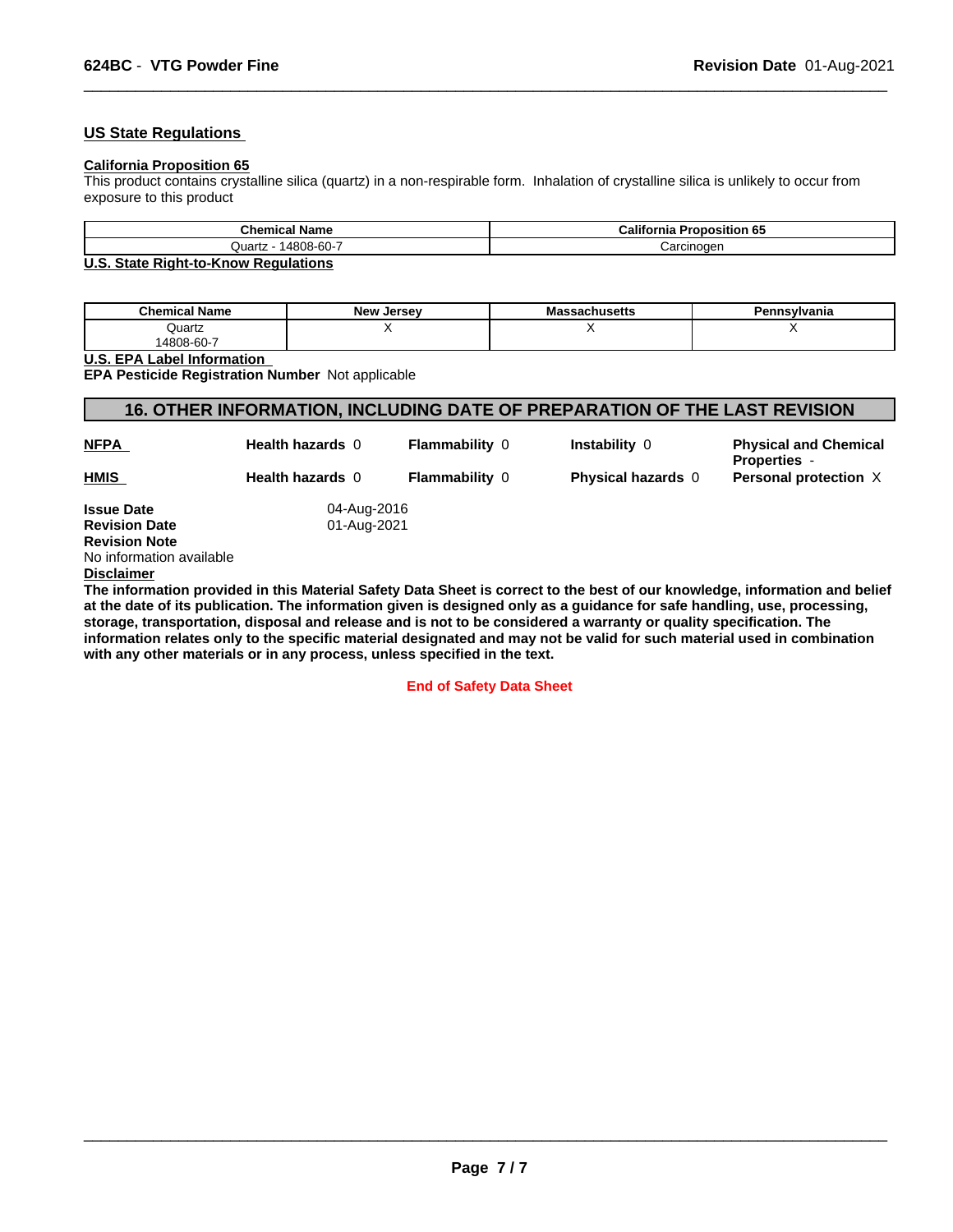## US State Regulations

### California Proposition 65

This product contains crystalline silica (quartz) in a non-respirable form. Inhalation of crystalline silica is unlikely to occur from exposure to this product

| Chemical Name | California Proposition 65 |
|---|---|
| Quartz - 14808-60-7 | Carcinogen |

### U.S. State Right-to-Know Regulations

| Chemical Name | New Jersey | Massachusetts | Pennsylvania |
|---|---|---|---|
| Quartz 14808-60-7 | X | X | X |

### U.S. EPA Label Information

**EPA Pesticide Registration Number** Not applicable

## 16. OTHER INFORMATION, INCLUDING DATE OF PREPARATION OF THE LAST REVISION

| | | | | |
|---|---|---|---|---|
| **NFPA** | **Health hazards** 0 | **Flammability** 0 | **Instability** 0 | **Physical and Chemical Properties** - |
| **HMIS** | **Health hazards** 0 | **Flammability** 0 | **Physical hazards** 0 | **Personal protection** X |

**Issue Date** 04-Aug-2016
**Revision Date** 01-Aug-2021
**Revision Note**
No information available

**Disclaimer**

**The information provided in this Material Safety Data Sheet is correct to the best of our knowledge, information and belief at the date of its publication. The information given is designed only as a guidance for safe handling, use, processing, storage, transportation, disposal and release and is not to be considered a warranty or quality specification. The information relates only to the specific material designated and may not be valid for such material used in combination with any other materials or in any process, unless specified in the text.**

**End of Safety Data Sheet**